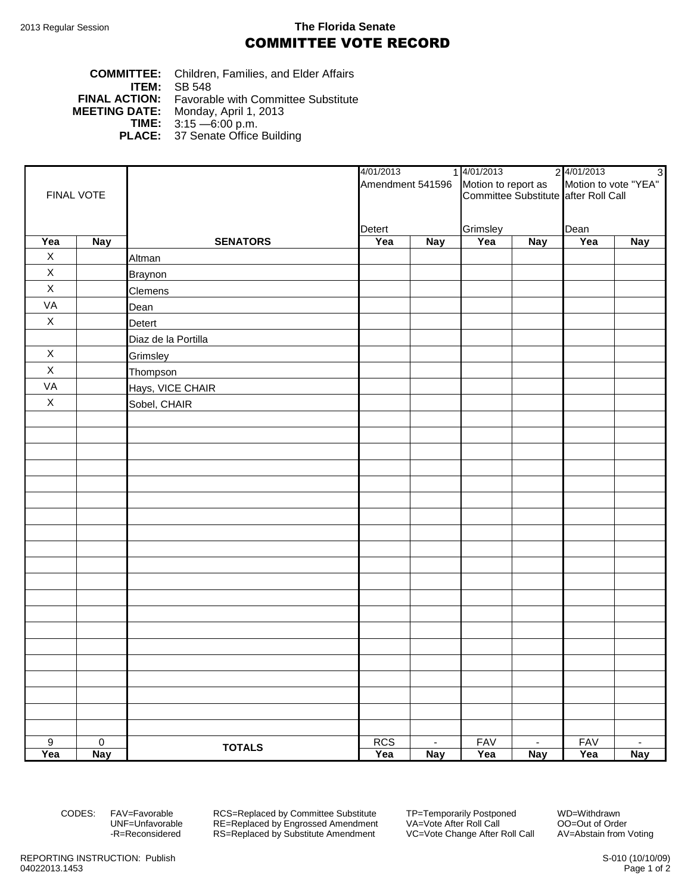2013 Regular Session

**The Florida Senate**

# COMMITTEE VOTE RECORD

**COMMITTEE:** Children, Families, and Elder Affairs
**ITEM:** SB 548
**FINAL ACTION:** Favorable with Committee Substitute
**MEETING DATE:** Monday, April 1, 2013
**TIME:** 3:15 —6:00 p.m.
**PLACE:** 37 Senate Office Building

| FINAL VOTE | | | 1 4/01/2013 Amendment 541596 Detert | | 2 4/01/2013 Motion to report as Committee Substitute Grimsley | | 3 4/01/2013 Motion to vote "YEA" after Roll Call Dean | |
|---|---|---|---|---|---|---|---|---|
| **Yea** | **Nay** | **SENATORS** | **Yea** | **Nay** | **Yea** | **Nay** | **Yea** | **Nay** |
| X | | Altman | | | | | | |
| X | | Braynon | | | | | | |
| X | | Clemens | | | | | | |
| VA | | Dean | | | | | | |
| X | | Detert | | | | | | |
| | | Diaz de la Portilla | | | | | | |
| X | | Grimsley | | | | | | |
| X | | Thompson | | | | | | |
| VA | | Hays, VICE CHAIR | | | | | | |
| X | | Sobel, CHAIR | | | | | | |
| 9 | 0 | **TOTALS** | RCS | - | FAV | - | FAV | - |
| **Yea** | **Nay** | | **Yea** | **Nay** | **Yea** | **Nay** | **Yea** | **Nay** |

CODES: FAV=Favorable, UNF=Unfavorable, -R=Reconsidered, RCS=Replaced by Committee Substitute, RE=Replaced by Engrossed Amendment, RS=Replaced by Substitute Amendment, TP=Temporarily Postponed, VA=Vote After Roll Call, VC=Vote Change After Roll Call, WD=Withdrawn, OO=Out of Order, AV=Abstain from Voting

REPORTING INSTRUCTION: Publish
04022013.1453

S-010 (10/10/09)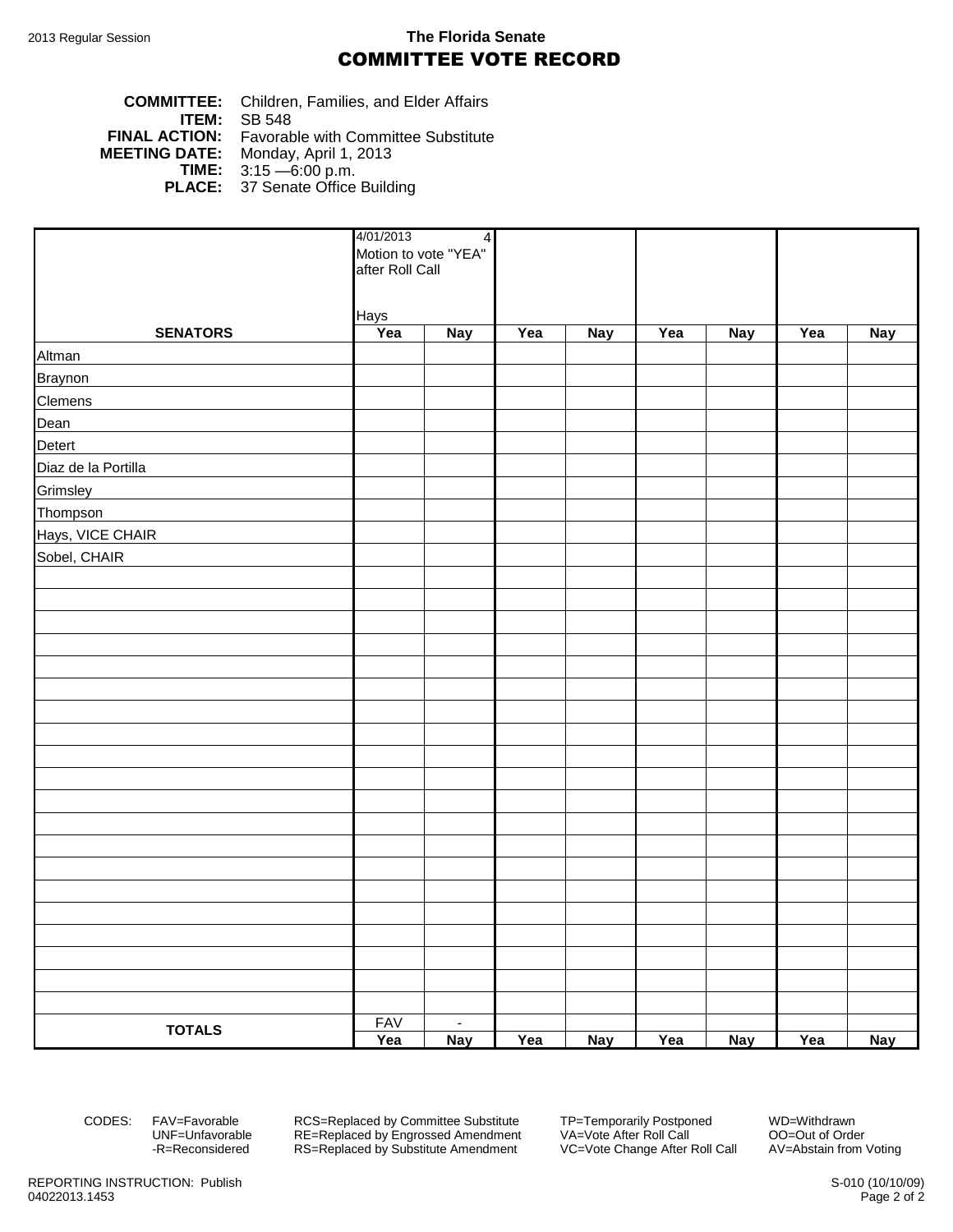2013 Regular Session

**The Florida Senate**

# COMMITTEE VOTE RECORD

**COMMITTEE:** Children, Families, and Elder Affairs
**ITEM:** SB 548
**FINAL ACTION:** Favorable with Committee Substitute
**MEETING DATE:** Monday, April 1, 2013
**TIME:** 3:15 —6:00 p.m.
**PLACE:** 37 Senate Office Building

| | 4/01/2013 4 Motion to vote "YEA" after Roll Call Hays | | | | | | | |
|---|---|---|---|---|---|---|---|---|
| **SENATORS** | **Yea** | **Nay** | **Yea** | **Nay** | **Yea** | **Nay** | **Yea** | **Nay** |
| Altman | | | | | | | | |
| Braynon | | | | | | | | |
| Clemens | | | | | | | | |
| Dean | | | | | | | | |
| Detert | | | | | | | | |
| Diaz de la Portilla | | | | | | | | |
| Grimsley | | | | | | | | |
| Thompson | | | | | | | | |
| Hays, VICE CHAIR | | | | | | | | |
| Sobel, CHAIR | | | | | | | | |
| **TOTALS** | FAV | - | | | | | | |
| | **Yea** | **Nay** | **Yea** | **Nay** | **Yea** | **Nay** | **Yea** | **Nay** |

CODES: FAV=Favorable, UNF=Unfavorable, -R=Reconsidered, RCS=Replaced by Committee Substitute, RE=Replaced by Engrossed Amendment, RS=Replaced by Substitute Amendment, TP=Temporarily Postponed, VA=Vote After Roll Call, VC=Vote Change After Roll Call, WD=Withdrawn, OO=Out of Order, AV=Abstain from Voting

REPORTING INSTRUCTION: Publish
04022013.1453

S-010 (10/10/09)